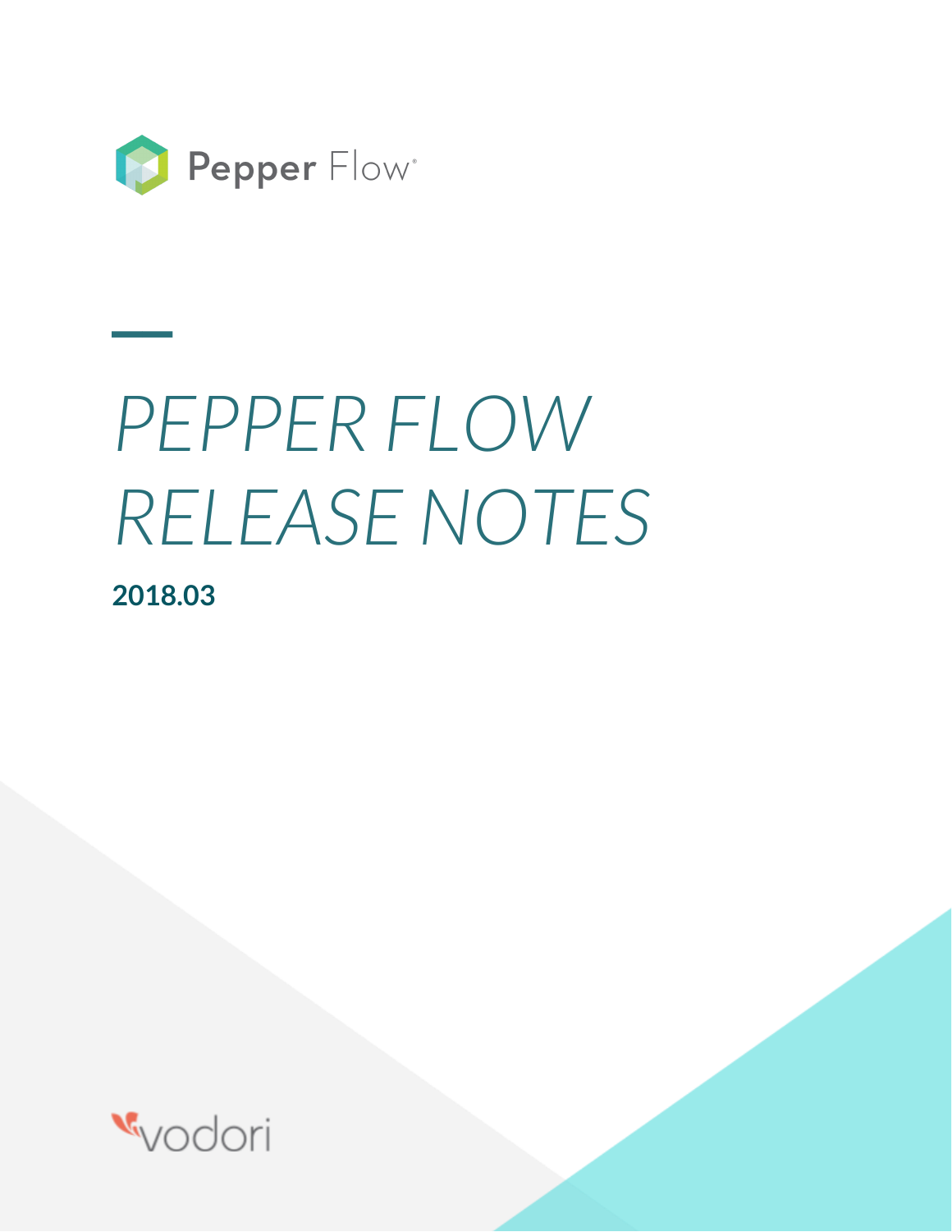Pepper Flow®

# PEPPER FLOW RELEASE NOTES

**2018.03**

vodori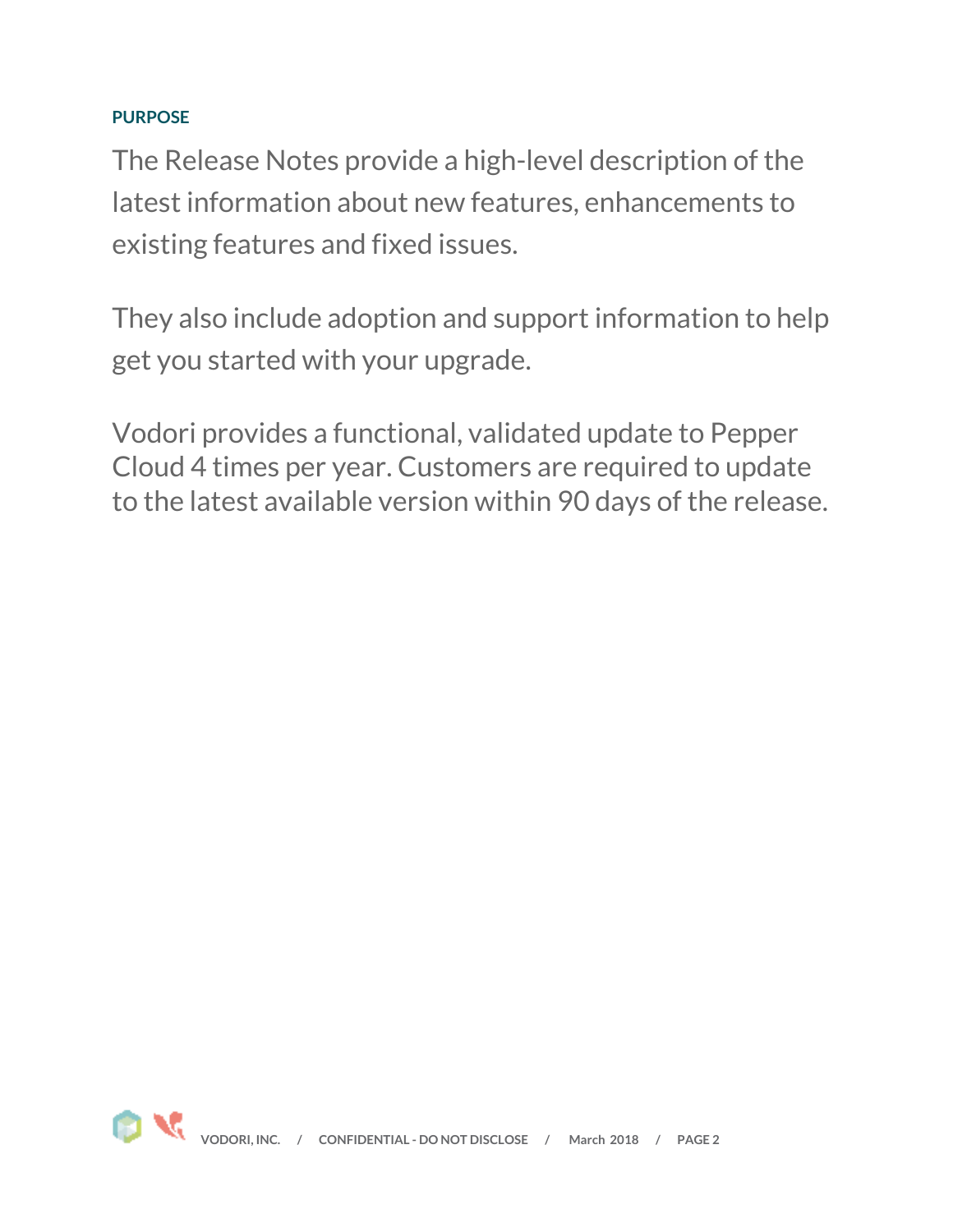## PURPOSE

The Release Notes provide a high-level description of the latest information about new features, enhancements to existing features and fixed issues.

They also include adoption and support information to help get you started with your upgrade.

Vodori provides a functional, validated update to Pepper Cloud 4 times per year. Customers are required to update to the latest available version within 90 days of the release.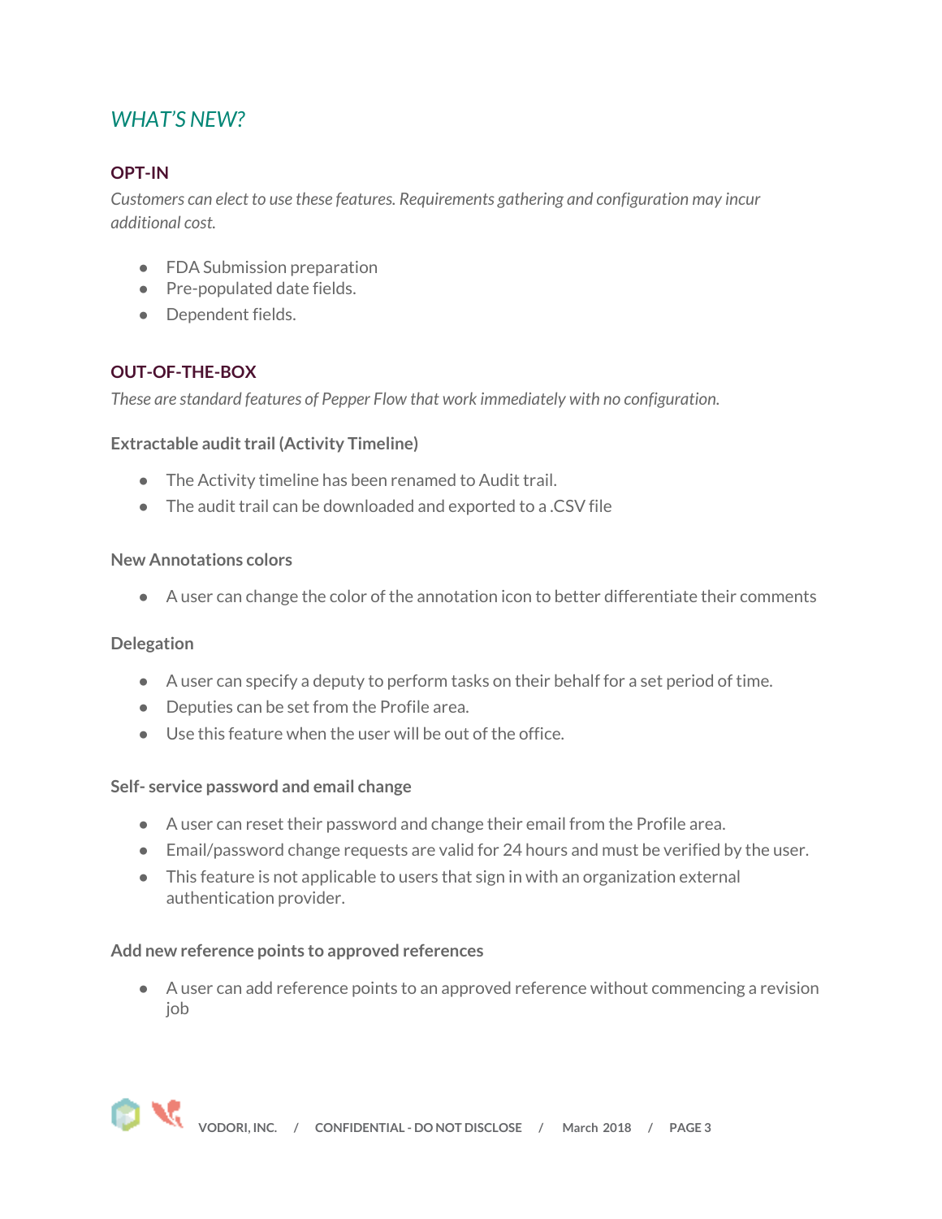## *WHAT'S NEW?*

### OPT-IN

*Customers can elect to use these features. Requirements gathering and configuration may incur additional cost.*

- FDA Submission preparation
- Pre-populated date fields.
- Dependent fields.

### OUT-OF-THE-BOX

*These are standard features of Pepper Flow that work immediately with no configuration.*

#### Extractable audit trail (Activity Timeline)

- The Activity timeline has been renamed to Audit trail.
- The audit trail can be downloaded and exported to a .CSV file

#### New Annotations colors

- A user can change the color of the annotation icon to better differentiate their comments

#### Delegation

- A user can specify a deputy to perform tasks on their behalf for a set period of time.
- Deputies can be set from the Profile area.
- Use this feature when the user will be out of the office.

#### Self- service password and email change

- A user can reset their password and change their email from the Profile area.
- Email/password change requests are valid for 24 hours and must be verified by the user.
- This feature is not applicable to users that sign in with an organization external authentication provider.

#### Add new reference points to approved references

- A user can add reference points to an approved reference without commencing a revision job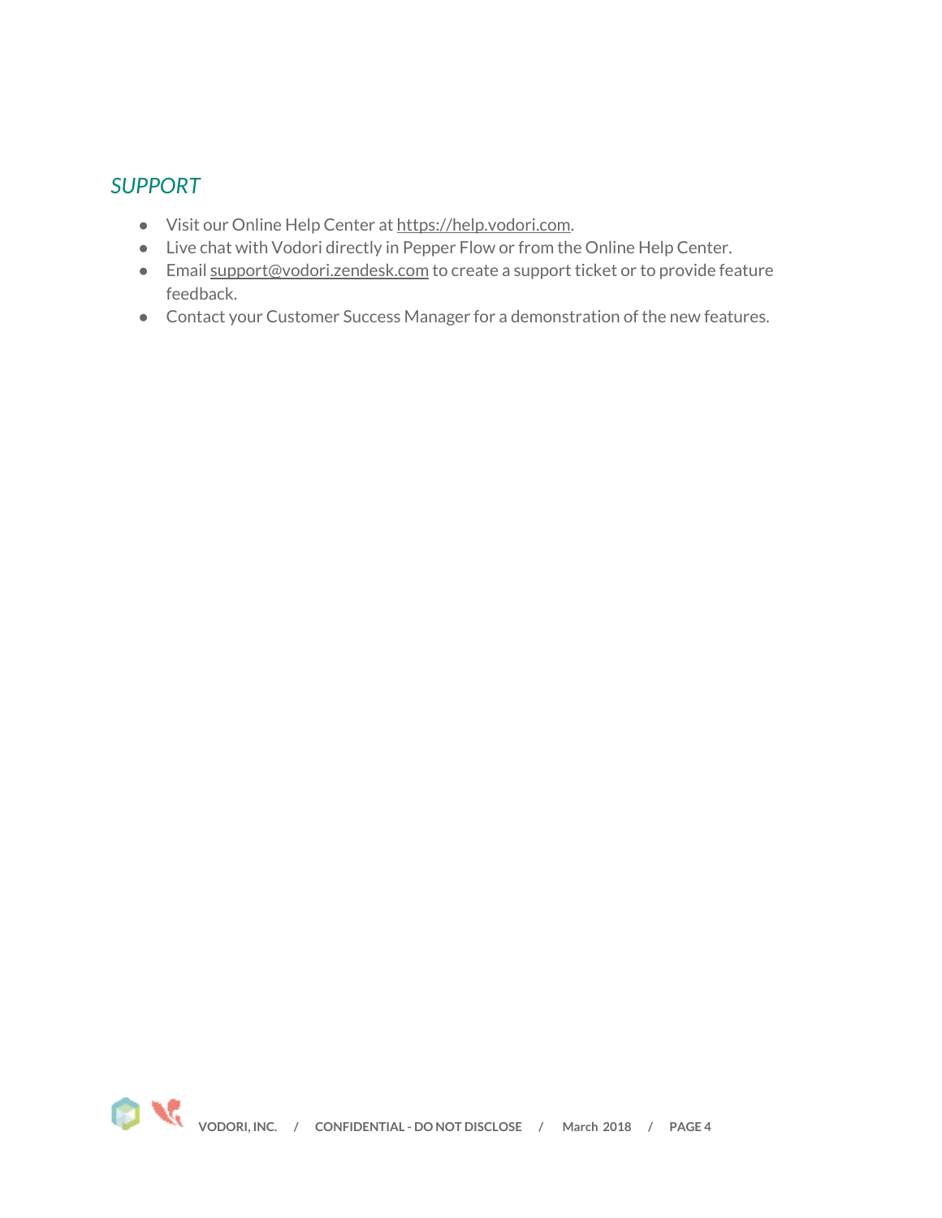## *SUPPORT*

- Visit our Online Help Center at https://help.vodori.com.
- Live chat with Vodori directly in Pepper Flow or from the Online Help Center.
- Email support@vodori.zendesk.com to create a support ticket or to provide feature feedback.
- Contact your Customer Success Manager for a demonstration of the new features.